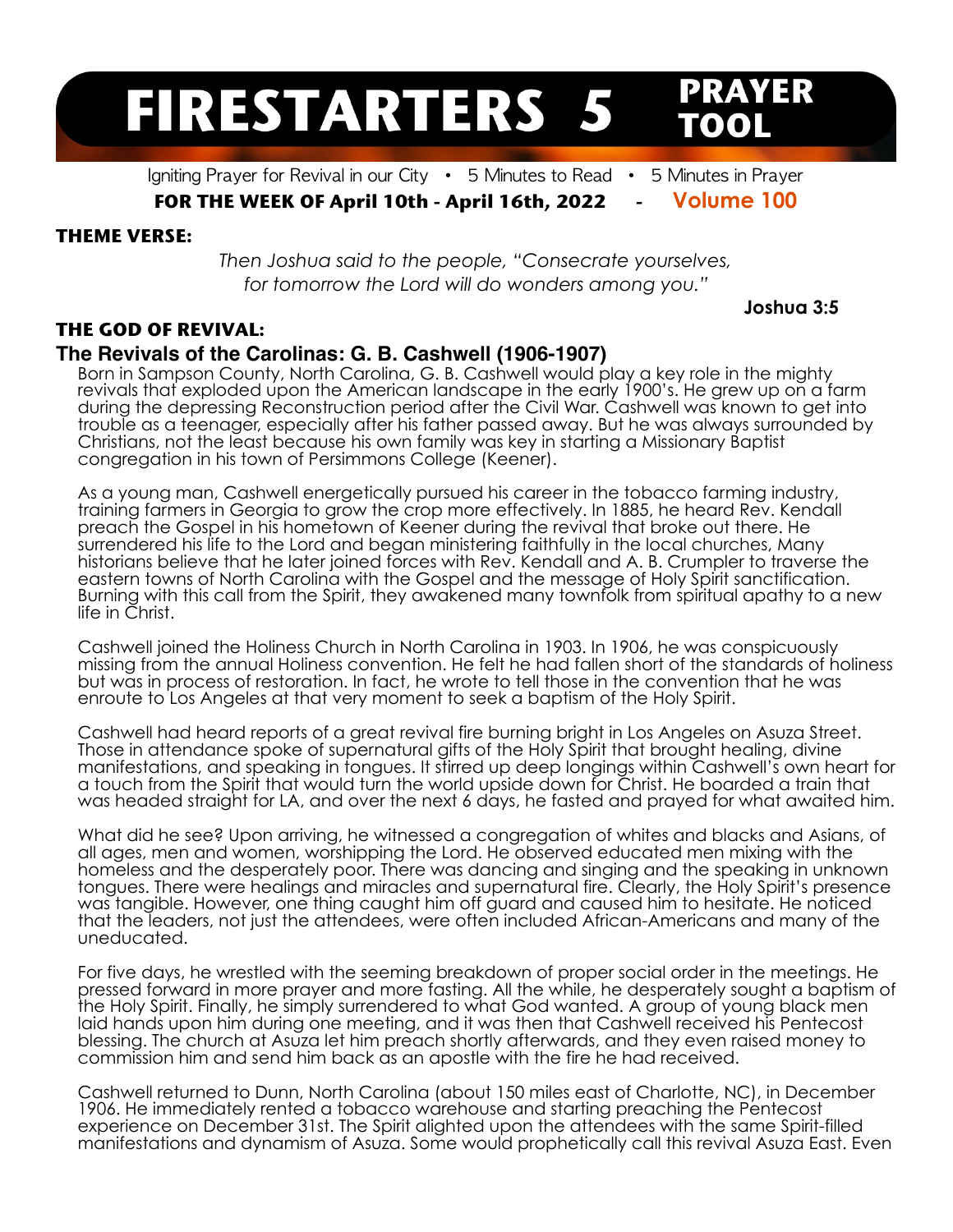# FIRESTARTERS 5 PRAYER TOOL

Igniting Prayer for Revival in our City • 5 Minutes to Read • 5 Minutes in Prayer

**FOR THE WEEK OF April 10th - April 16th, 2022 - Volume 100**

## THEME VERSE:

*Then Joshua said to the people, "Consecrate yourselves, for tomorrow the Lord will do wonders among you."*

**Joshua 3:5**

## THE GOD OF REVIVAL:

### The Revivals of the Carolinas: G. B. Cashwell (1906-1907)

Born in Sampson County, North Carolina, G. B. Cashwell would play a key role in the mighty revivals that exploded upon the American landscape in the early 1900's. He grew up on a farm during the depressing Reconstruction period after the Civil War. Cashwell was known to get into trouble as a teenager, especially after his father passed away. But he was always surrounded by Christians, not the least because his own family was key in starting a Missionary Baptist congregation in his town of Persimmons College (Keener).

As a young man, Cashwell energetically pursued his career in the tobacco farming industry, training farmers in Georgia to grow the crop more effectively. In 1885, he heard Rev. Kendall preach the Gospel in his hometown of Keener during the revival that broke out there. He surrendered his life to the Lord and began ministering faithfully in the local churches, Many historians believe that he later joined forces with Rev. Kendall and A. B. Crumpler to traverse the eastern towns of North Carolina with the Gospel and the message of Holy Spirit sanctification. Burning with this call from the Spirit, they awakened many townfolk from spiritual apathy to a new life in Christ.

Cashwell joined the Holiness Church in North Carolina in 1903. In 1906, he was conspicuously missing from the annual Holiness convention. He felt he had fallen short of the standards of holiness but was in process of restoration. In fact, he wrote to tell those in the convention that he was enroute to Los Angeles at that very moment to seek a baptism of the Holy Spirit.

Cashwell had heard reports of a great revival fire burning bright in Los Angeles on Asuza Street. Those in attendance spoke of supernatural gifts of the Holy Spirit that brought healing, divine manifestations, and speaking in tongues. It stirred up deep longings within Cashwell's own heart for a touch from the Spirit that would turn the world upside down for Christ. He boarded a train that was headed straight for LA, and over the next 6 days, he fasted and prayed for what awaited him.

What did he see? Upon arriving, he witnessed a congregation of whites and blacks and Asians, of all ages, men and women, worshipping the Lord. He observed educated men mixing with the homeless and the desperately poor. There was dancing and singing and the speaking in unknown tongues. There were healings and miracles and supernatural fire. Clearly, the Holy Spirit's presence was tangible. However, one thing caught him off guard and caused him to hesitate. He noticed that the leaders, not just the attendees, were often included African-Americans and many of the uneducated.

For five days, he wrestled with the seeming breakdown of proper social order in the meetings. He pressed forward in more prayer and more fasting. All the while, he desperately sought a baptism of the Holy Spirit. Finally, he simply surrendered to what God wanted. A group of young black men laid hands upon him during one meeting, and it was then that Cashwell received his Pentecost blessing. The church at Asuza let him preach shortly afterwards, and they even raised money to commission him and send him back as an apostle with the fire he had received.

Cashwell returned to Dunn, North Carolina (about 150 miles east of Charlotte, NC), in December 1906. He immediately rented a tobacco warehouse and starting preaching the Pentecost experience on December 31st. The Spirit alighted upon the attendees with the same Spirit-filled manifestations and dynamism of Asuza. Some would prophetically call this revival Asuza East. Even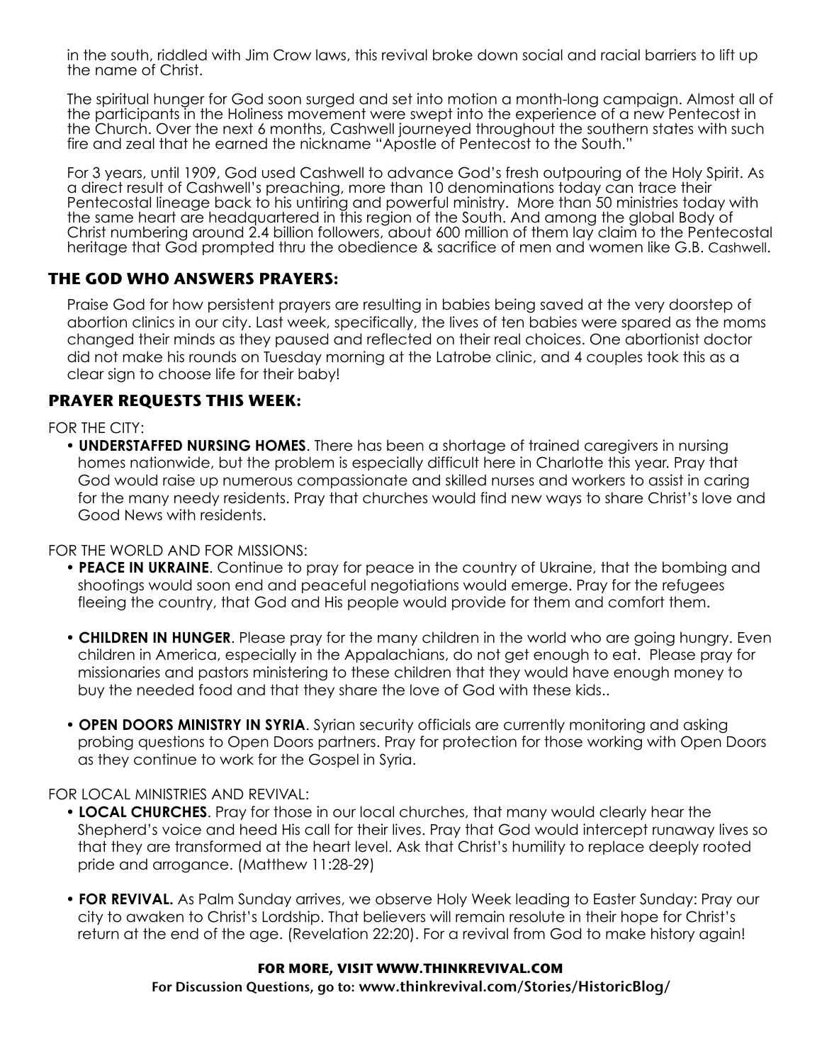in the south, riddled with Jim Crow laws, this revival broke down social and racial barriers to lift up the name of Christ.

The spiritual hunger for God soon surged and set into motion a month-long campaign. Almost all of the participants in the Holiness movement were swept into the experience of a new Pentecost in the Church. Over the next 6 months, Cashwell journeyed throughout the southern states with such fire and zeal that he earned the nickname "Apostle of Pentecost to the South."

For 3 years, until 1909, God used Cashwell to advance God's fresh outpouring of the Holy Spirit. As a direct result of Cashwell's preaching, more than 10 denominations today can trace their Pentecostal lineage back to his untiring and powerful ministry. More than 50 ministries today with the same heart are headquartered in this region of the South. And among the global Body of Christ numbering around 2.4 billion followers, about 600 million of them lay claim to the Pentecostal heritage that God prompted thru the obedience & sacrifice of men and women like G.B. Cashwell.

## THE GOD WHO ANSWERS PRAYERS:

Praise God for how persistent prayers are resulting in babies being saved at the very doorstep of abortion clinics in our city. Last week, specifically, the lives of ten babies were spared as the moms changed their minds as they paused and reflected on their real choices. One abortionist doctor did not make his rounds on Tuesday morning at the Latrobe clinic, and 4 couples took this as a clear sign to choose life for their baby!

## PRAYER REQUESTS THIS WEEK:

FOR THE CITY:

- **UNDERSTAFFED NURSING HOMES**. There has been a shortage of trained caregivers in nursing homes nationwide, but the problem is especially difficult here in Charlotte this year. Pray that God would raise up numerous compassionate and skilled nurses and workers to assist in caring for the many needy residents. Pray that churches would find new ways to share Christ's love and Good News with residents.

FOR THE WORLD AND FOR MISSIONS:

- **PEACE IN UKRAINE**. Continue to pray for peace in the country of Ukraine, that the bombing and shootings would soon end and peaceful negotiations would emerge. Pray for the refugees fleeing the country, that God and His people would provide for them and comfort them.

- **CHILDREN IN HUNGER**. Please pray for the many children in the world who are going hungry. Even children in America, especially in the Appalachians, do not get enough to eat. Please pray for missionaries and pastors ministering to these children that they would have enough money to buy the needed food and that they share the love of God with these kids..

- **OPEN DOORS MINISTRY IN SYRIA**. Syrian security officials are currently monitoring and asking probing questions to Open Doors partners. Pray for protection for those working with Open Doors as they continue to work for the Gospel in Syria.

FOR LOCAL MINISTRIES AND REVIVAL:

- **LOCAL CHURCHES**. Pray for those in our local churches, that many would clearly hear the Shepherd's voice and heed His call for their lives. Pray that God would intercept runaway lives so that they are transformed at the heart level. Ask that Christ's humility to replace deeply rooted pride and arrogance. (Matthew 11:28-29)

- **FOR REVIVAL.** As Palm Sunday arrives, we observe Holy Week leading to Easter Sunday: Pray our city to awaken to Christ's Lordship. That believers will remain resolute in their hope for Christ's return at the end of the age. (Revelation 22:20). For a revival from God to make history again!

**FOR MORE, VISIT WWW.THINKREVIVAL.COM**

For Discussion Questions, go to: www.thinkrevival.com/Stories/HistoricBlog/